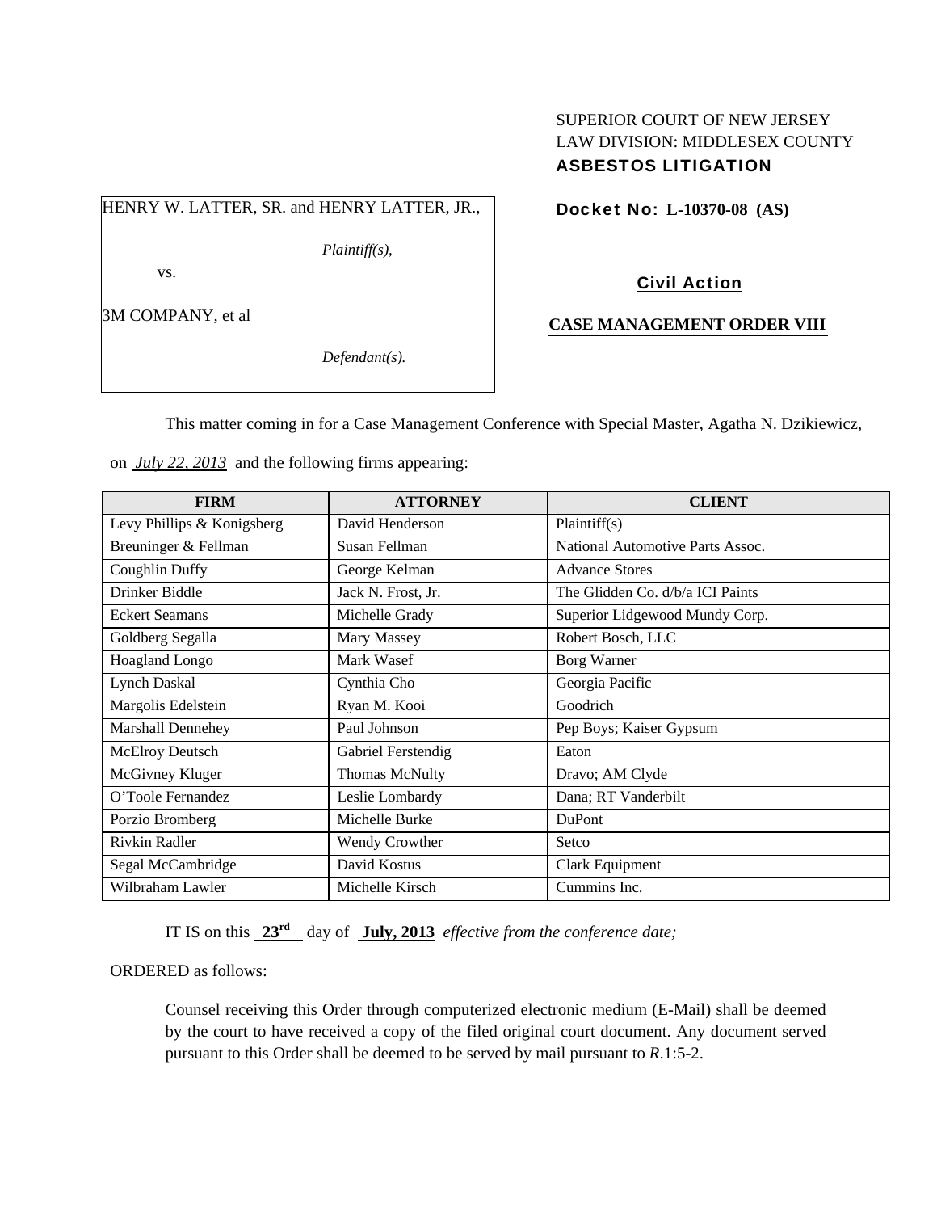SUPERIOR COURT OF NEW JERSEY
LAW DIVISION: MIDDLESEX COUNTY
**ASBESTOS LITIGATION**

HENRY W. LATTER, SR. and HENRY LATTER, JR.,

*Plaintiff(s),*

vs.

3M COMPANY, et al

*Defendant(s).*

**Docket No: L-10370-08 (AS)**

**Civil Action**

**CASE MANAGEMENT ORDER VIII**

This matter coming in for a Case Management Conference with Special Master, Agatha N. Dzikiewicz, on *July 22, 2013* and the following firms appearing:

| FIRM | ATTORNEY | CLIENT |
|---|---|---|
| Levy Phillips & Konigsberg | David Henderson | Plaintiff(s) |
| Breuninger & Fellman | Susan Fellman | National Automotive Parts Assoc. |
| Coughlin Duffy | George Kelman | Advance Stores |
| Drinker Biddle | Jack N. Frost, Jr. | The Glidden Co. d/b/a ICI Paints |
| Eckert Seamans | Michelle Grady | Superior Lidgewood Mundy Corp. |
| Goldberg Segalla | Mary Massey | Robert Bosch, LLC |
| Hoagland Longo | Mark Wasef | Borg Warner |
| Lynch Daskal | Cynthia Cho | Georgia Pacific |
| Margolis Edelstein | Ryan M. Kooi | Goodrich |
| Marshall Dennehey | Paul Johnson | Pep Boys; Kaiser Gypsum |
| McElroy Deutsch | Gabriel Ferstendig | Eaton |
| McGivney Kluger | Thomas McNulty | Dravo; AM Clyde |
| O'Toole Fernandez | Leslie Lombardy | Dana; RT Vanderbilt |
| Porzio Bromberg | Michelle Burke | DuPont |
| Rivkin Radler | Wendy Crowther | Setco |
| Segal McCambridge | David Kostus | Clark Equipment |
| Wilbraham Lawler | Michelle Kirsch | Cummins Inc. |

IT IS on this **23rd** day of **July, 2013** *effective from the conference date;*

ORDERED as follows:

Counsel receiving this Order through computerized electronic medium (E-Mail) shall be deemed by the court to have received a copy of the filed original court document. Any document served pursuant to this Order shall be deemed to be served by mail pursuant to *R.*1:5-2.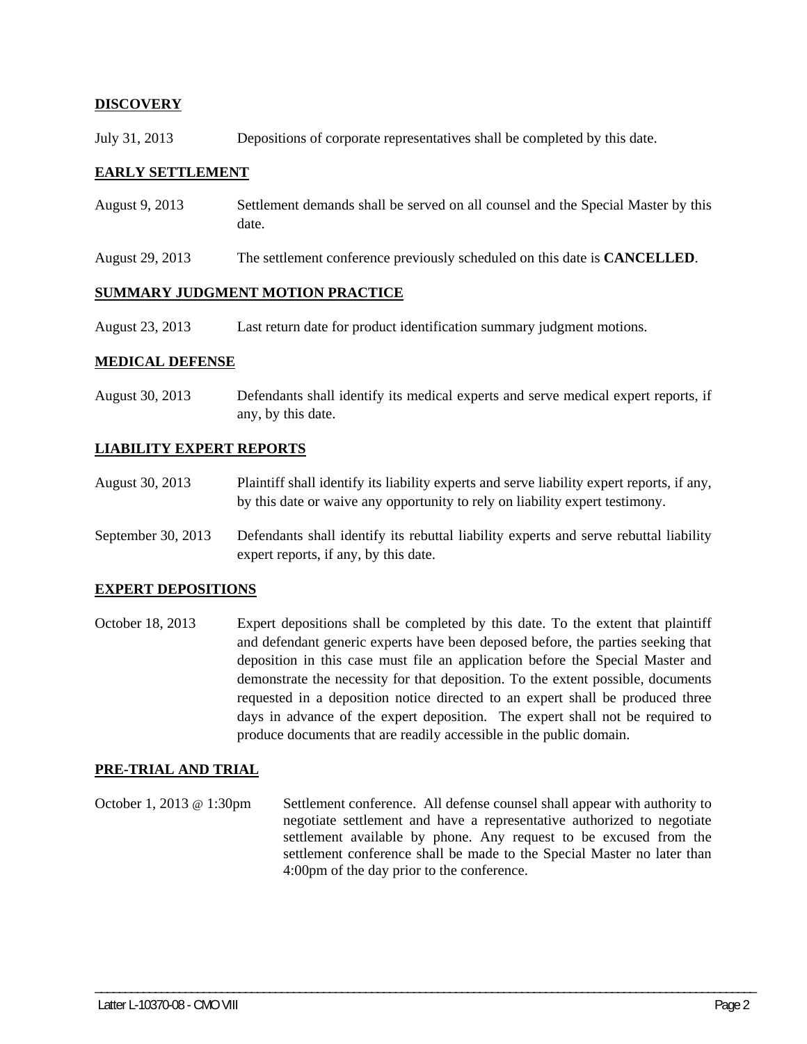**DISCOVERY**

July 31, 2013 Depositions of corporate representatives shall be completed by this date.

**EARLY SETTLEMENT**

August 9, 2013 Settlement demands shall be served on all counsel and the Special Master by this date.

August 29, 2013 The settlement conference previously scheduled on this date is **CANCELLED**.

**SUMMARY JUDGMENT MOTION PRACTICE**

August 23, 2013 Last return date for product identification summary judgment motions.

**MEDICAL DEFENSE**

August 30, 2013 Defendants shall identify its medical experts and serve medical expert reports, if any, by this date.

**LIABILITY EXPERT REPORTS**

August 30, 2013 Plaintiff shall identify its liability experts and serve liability expert reports, if any, by this date or waive any opportunity to rely on liability expert testimony.

September 30, 2013 Defendants shall identify its rebuttal liability experts and serve rebuttal liability expert reports, if any, by this date.

**EXPERT DEPOSITIONS**

October 18, 2013 Expert depositions shall be completed by this date. To the extent that plaintiff and defendant generic experts have been deposed before, the parties seeking that deposition in this case must file an application before the Special Master and demonstrate the necessity for that deposition. To the extent possible, documents requested in a deposition notice directed to an expert shall be produced three days in advance of the expert deposition. The expert shall not be required to produce documents that are readily accessible in the public domain.

**PRE-TRIAL AND TRIAL**

October 1, 2013 @ 1:30pm Settlement conference. All defense counsel shall appear with authority to negotiate settlement and have a representative authorized to negotiate settlement available by phone. Any request to be excused from the settlement conference shall be made to the Special Master no later than 4:00pm of the day prior to the conference.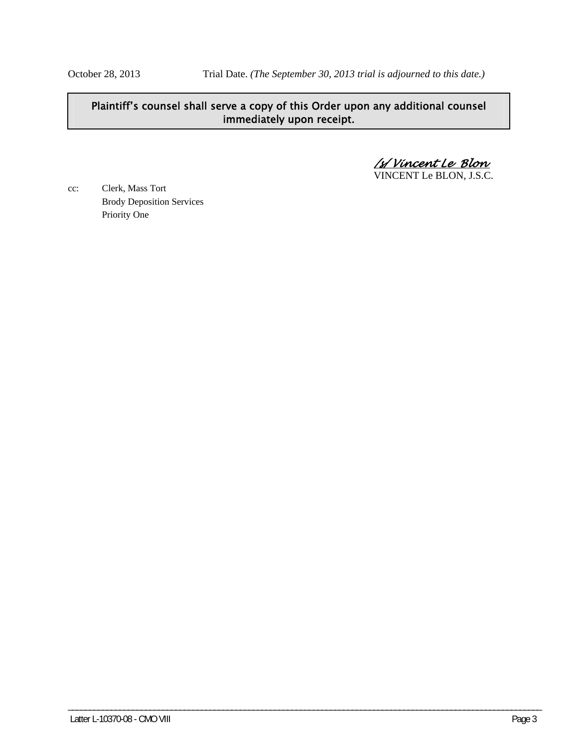October 28, 2013 Trial Date. *(The September 30, 2013 trial is adjourned to this date.)*

**Plaintiff's counsel shall serve a copy of this Order upon any additional counsel immediately upon receipt.**

/s/ Vincent Le Blon
VINCENT Le BLON, J.S.C.

cc: Clerk, Mass Tort
Brody Deposition Services
Priority One